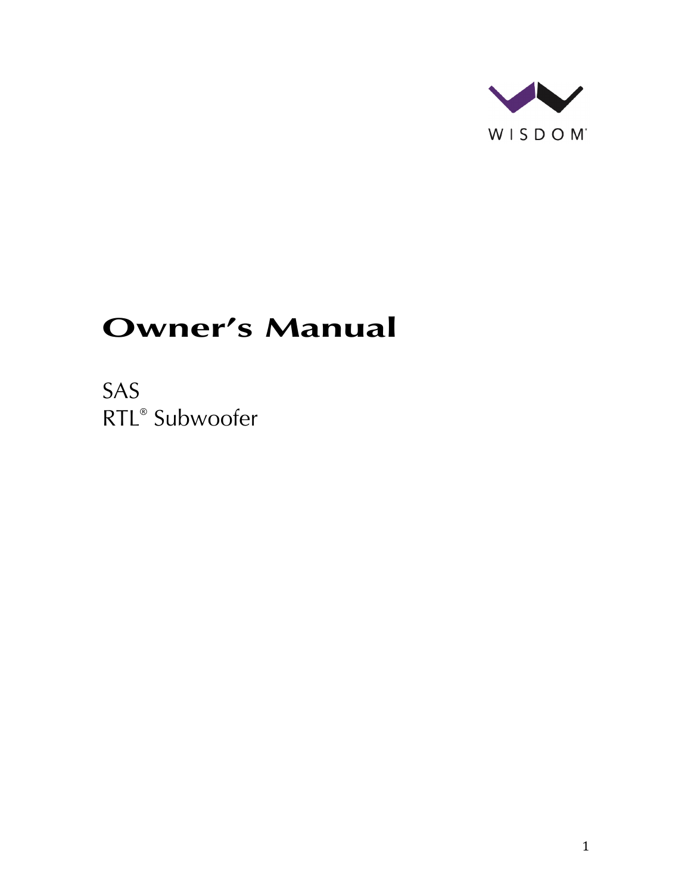WISDOM®

# Owner's Manual

SAS
RTL® Subwoofer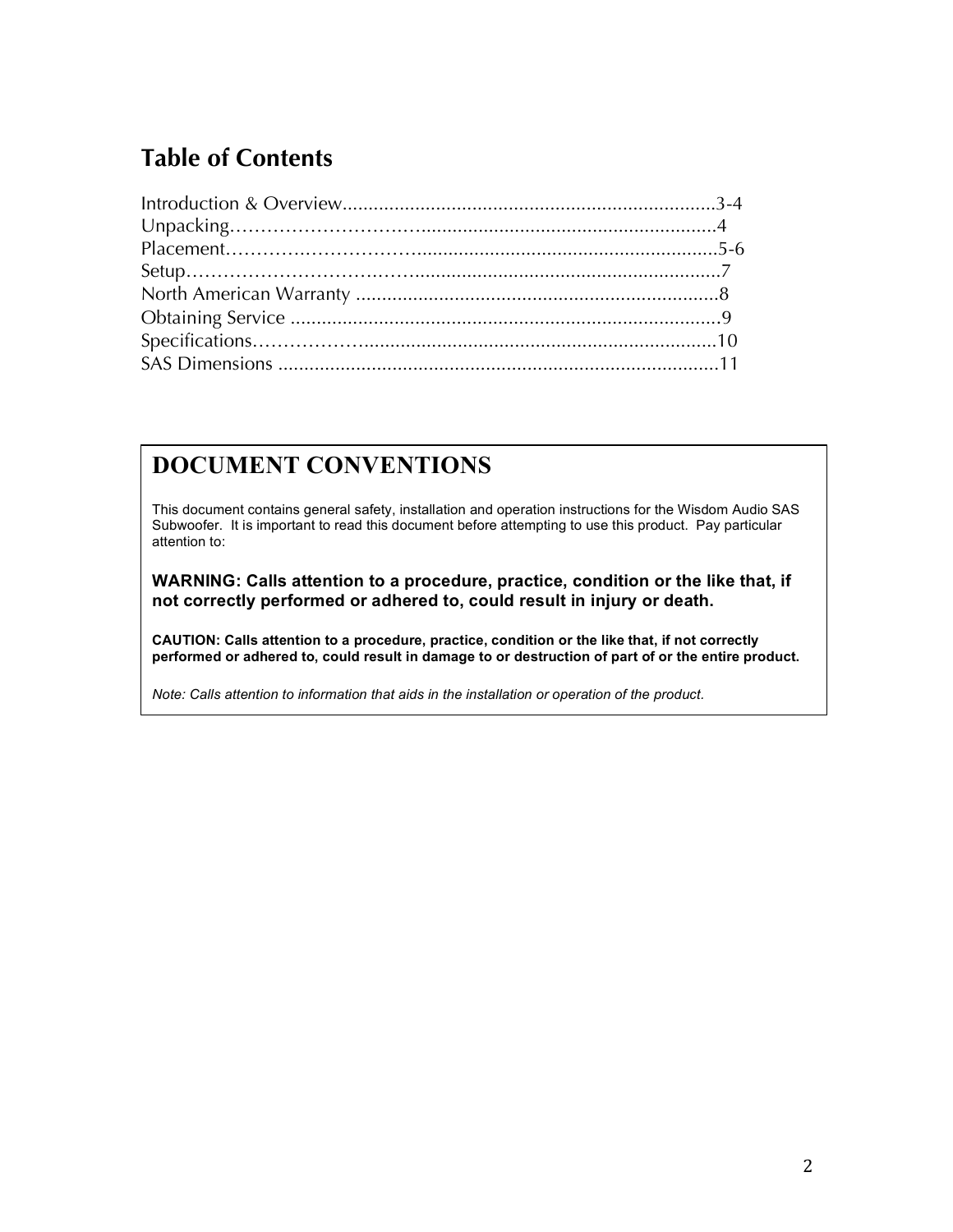# Table of Contents

Introduction & Overview........................................................................3-4
Unpacking……………………………........................................................................4
Placement…………………………..........................................................................5-6
Setup……………………………….........................................................................7
North American Warranty ......................................................................8
Obtaining Service ...................................................................................9
Specifications…………….......................................................................10
SAS Dimensions .....................................................................................11

## DOCUMENT CONVENTIONS

This document contains general safety, installation and operation instructions for the Wisdom Audio SAS Subwoofer. It is important to read this document before attempting to use this product. Pay particular attention to:

**WARNING: Calls attention to a procedure, practice, condition or the like that, if not correctly performed or adhered to, could result in injury or death.**

**CAUTION: Calls attention to a procedure, practice, condition or the like that, if not correctly performed or adhered to, could result in damage to or destruction of part of or the entire product.**

*Note: Calls attention to information that aids in the installation or operation of the product.*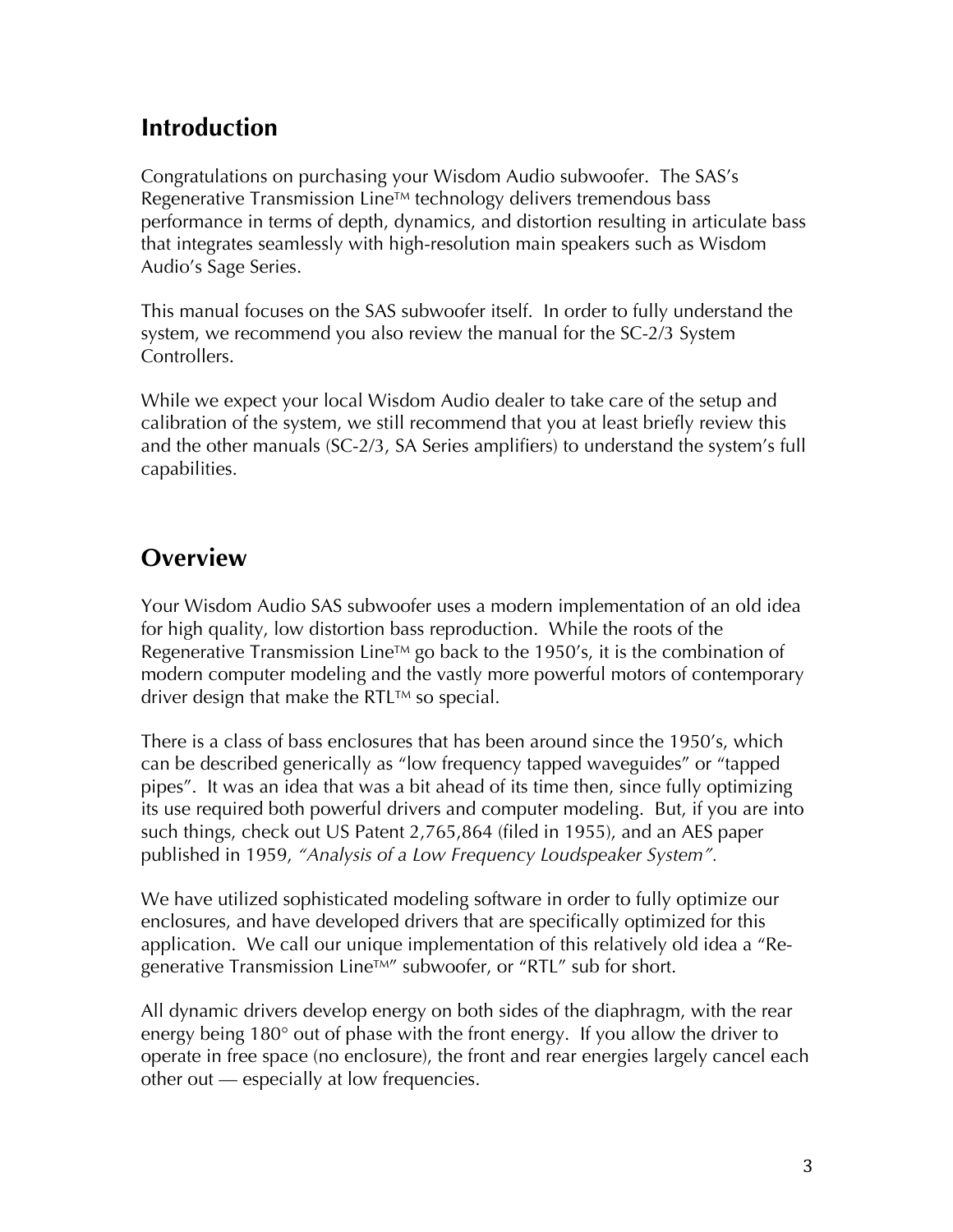## Introduction

Congratulations on purchasing your Wisdom Audio subwoofer. The SAS's Regenerative Transmission Line™ technology delivers tremendous bass performance in terms of depth, dynamics, and distortion resulting in articulate bass that integrates seamlessly with high-resolution main speakers such as Wisdom Audio's Sage Series.

This manual focuses on the SAS subwoofer itself. In order to fully understand the system, we recommend you also review the manual for the SC-2/3 System Controllers.

While we expect your local Wisdom Audio dealer to take care of the setup and calibration of the system, we still recommend that you at least briefly review this and the other manuals (SC-2/3, SA Series amplifiers) to understand the system's full capabilities.

## Overview

Your Wisdom Audio SAS subwoofer uses a modern implementation of an old idea for high quality, low distortion bass reproduction. While the roots of the Regenerative Transmission Line™ go back to the 1950's, it is the combination of modern computer modeling and the vastly more powerful motors of contemporary driver design that make the RTL™ so special.

There is a class of bass enclosures that has been around since the 1950's, which can be described generically as "low frequency tapped waveguides" or "tapped pipes". It was an idea that was a bit ahead of its time then, since fully optimizing its use required both powerful drivers and computer modeling. But, if you are into such things, check out US Patent 2,765,864 (filed in 1955), and an AES paper published in 1959, *"Analysis of a Low Frequency Loudspeaker System"*.

We have utilized sophisticated modeling software in order to fully optimize our enclosures, and have developed drivers that are specifically optimized for this application. We call our unique implementation of this relatively old idea a "Re-generative Transmission Line™" subwoofer, or "RTL" sub for short.

All dynamic drivers develop energy on both sides of the diaphragm, with the rear energy being 180° out of phase with the front energy. If you allow the driver to operate in free space (no enclosure), the front and rear energies largely cancel each other out — especially at low frequencies.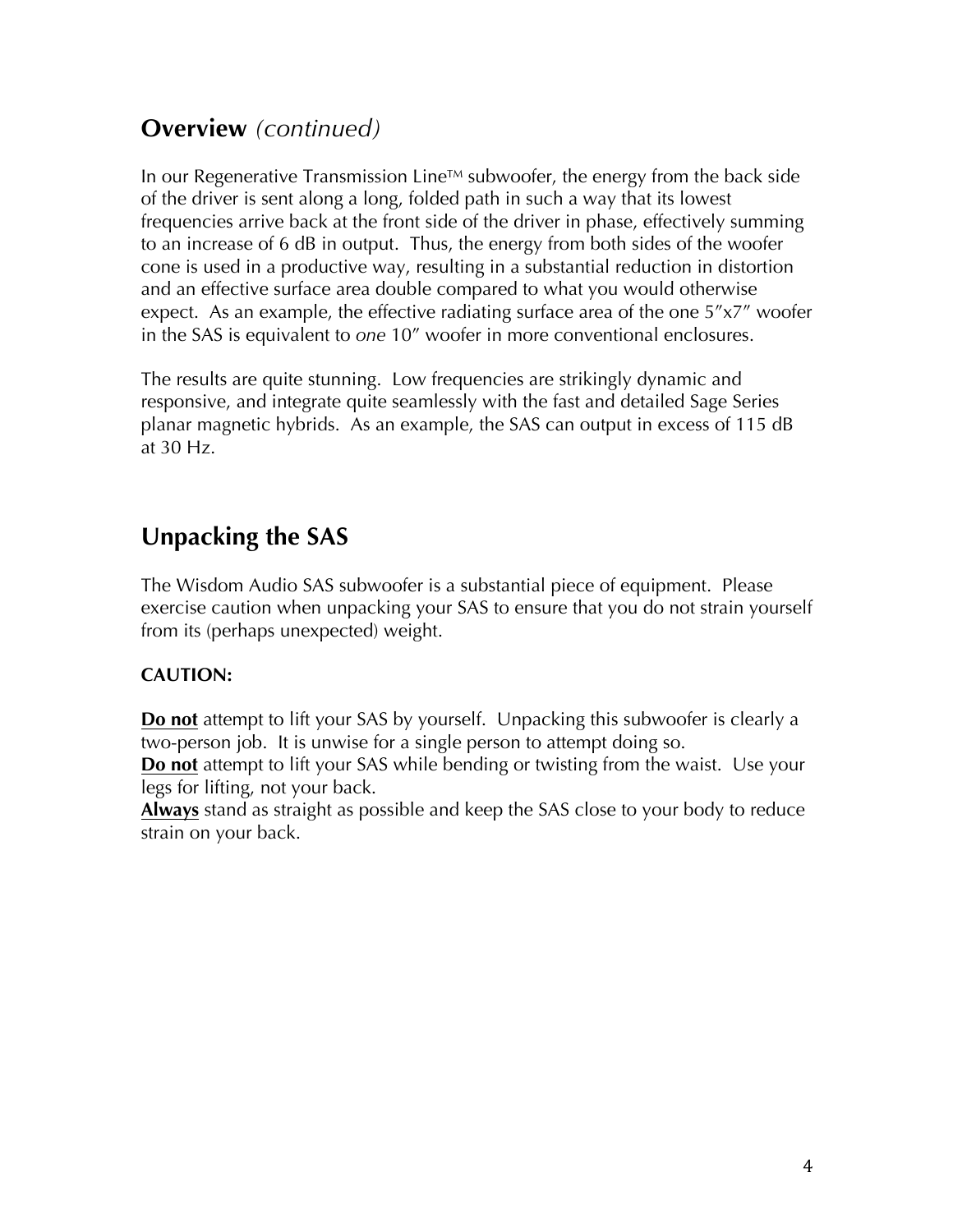## Overview *(continued)*

In our Regenerative Transmission Line™ subwoofer, the energy from the back side of the driver is sent along a long, folded path in such a way that its lowest frequencies arrive back at the front side of the driver in phase, effectively summing to an increase of 6 dB in output. Thus, the energy from both sides of the woofer cone is used in a productive way, resulting in a substantial reduction in distortion and an effective surface area double compared to what you would otherwise expect. As an example, the effective radiating surface area of the one 5″x7″ woofer in the SAS is equivalent to *one* 10″ woofer in more conventional enclosures.

The results are quite stunning. Low frequencies are strikingly dynamic and responsive, and integrate quite seamlessly with the fast and detailed Sage Series planar magnetic hybrids. As an example, the SAS can output in excess of 115 dB at 30 Hz.

## Unpacking the SAS

The Wisdom Audio SAS subwoofer is a substantial piece of equipment. Please exercise caution when unpacking your SAS to ensure that you do not strain yourself from its (perhaps unexpected) weight.

**CAUTION:**

**Do not** attempt to lift your SAS by yourself. Unpacking this subwoofer is clearly a two-person job. It is unwise for a single person to attempt doing so.
**Do not** attempt to lift your SAS while bending or twisting from the waist. Use your legs for lifting, not your back.
**Always** stand as straight as possible and keep the SAS close to your body to reduce strain on your back.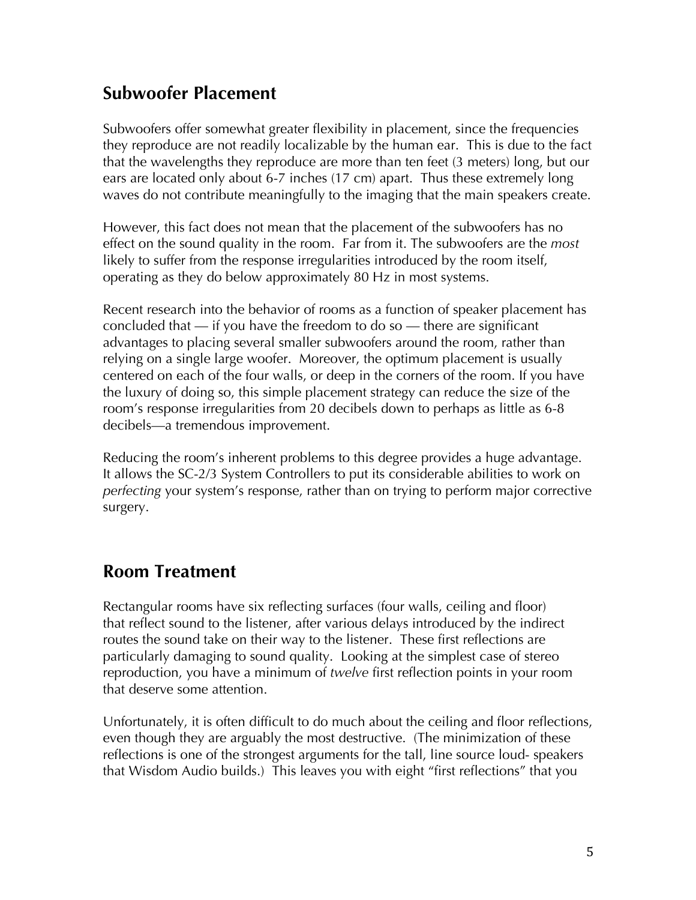## Subwoofer Placement

Subwoofers offer somewhat greater flexibility in placement, since the frequencies they reproduce are not readily localizable by the human ear. This is due to the fact that the wavelengths they reproduce are more than ten feet (3 meters) long, but our ears are located only about 6-7 inches (17 cm) apart. Thus these extremely long waves do not contribute meaningfully to the imaging that the main speakers create.

However, this fact does not mean that the placement of the subwoofers has no effect on the sound quality in the room. Far from it. The subwoofers are the *most* likely to suffer from the response irregularities introduced by the room itself, operating as they do below approximately 80 Hz in most systems.

Recent research into the behavior of rooms as a function of speaker placement has concluded that — if you have the freedom to do so — there are significant advantages to placing several smaller subwoofers around the room, rather than relying on a single large woofer. Moreover, the optimum placement is usually centered on each of the four walls, or deep in the corners of the room. If you have the luxury of doing so, this simple placement strategy can reduce the size of the room's response irregularities from 20 decibels down to perhaps as little as 6-8 decibels—a tremendous improvement.

Reducing the room's inherent problems to this degree provides a huge advantage. It allows the SC-2/3 System Controllers to put its considerable abilities to work on *perfecting* your system's response, rather than on trying to perform major corrective surgery.

## Room Treatment

Rectangular rooms have six reflecting surfaces (four walls, ceiling and floor) that reflect sound to the listener, after various delays introduced by the indirect routes the sound take on their way to the listener. These first reflections are particularly damaging to sound quality. Looking at the simplest case of stereo reproduction, you have a minimum of *twelve* first reflection points in your room that deserve some attention.

Unfortunately, it is often difficult to do much about the ceiling and floor reflections, even though they are arguably the most destructive. (The minimization of these reflections is one of the strongest arguments for the tall, line source loud- speakers that Wisdom Audio builds.) This leaves you with eight "first reflections" that you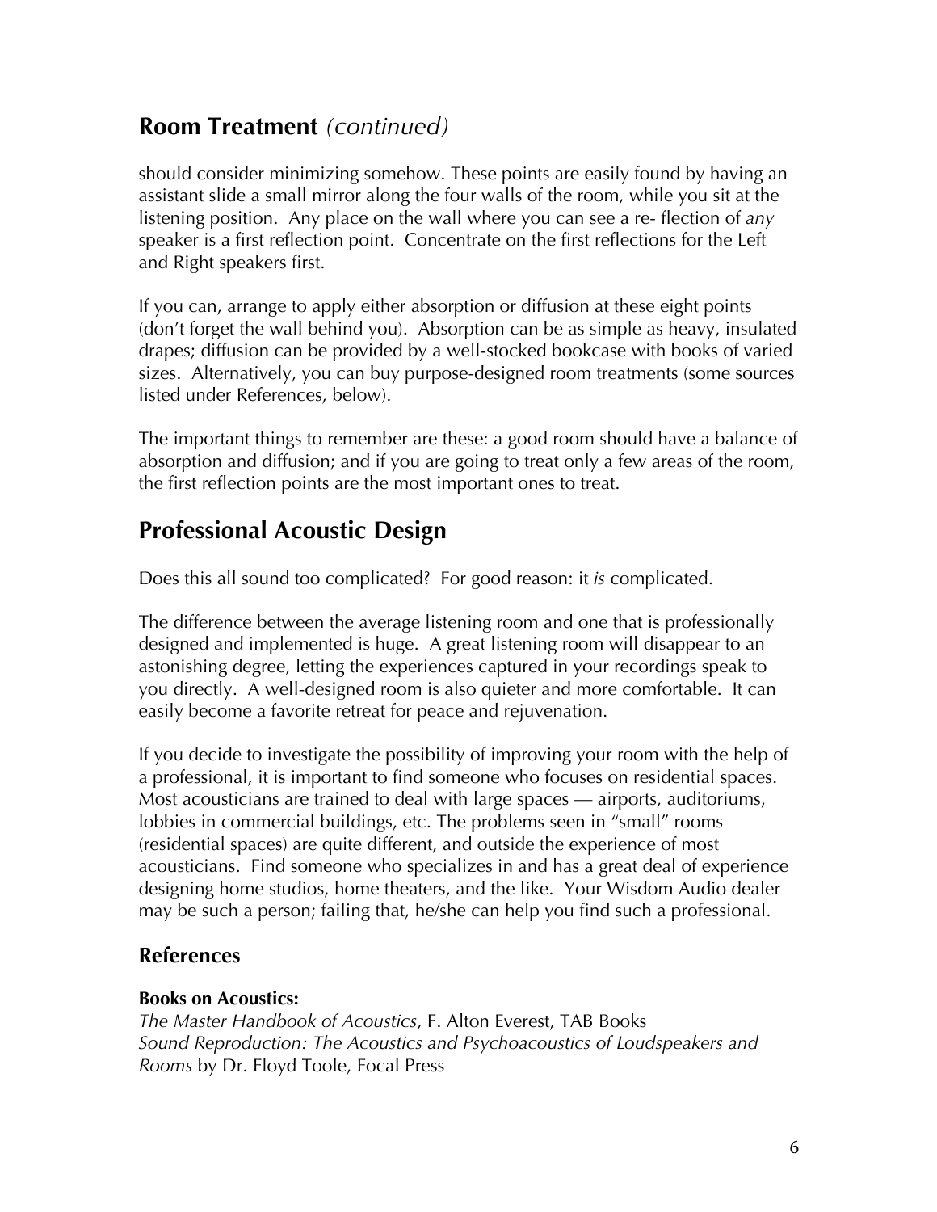## Room Treatment *(continued)*

should consider minimizing somehow. These points are easily found by having an assistant slide a small mirror along the four walls of the room, while you sit at the listening position. Any place on the wall where you can see a re- flection of *any* speaker is a first reflection point. Concentrate on the first reflections for the Left and Right speakers first.

If you can, arrange to apply either absorption or diffusion at these eight points (don't forget the wall behind you). Absorption can be as simple as heavy, insulated drapes; diffusion can be provided by a well-stocked bookcase with books of varied sizes. Alternatively, you can buy purpose-designed room treatments (some sources listed under References, below).

The important things to remember are these: a good room should have a balance of absorption and diffusion; and if you are going to treat only a few areas of the room, the first reflection points are the most important ones to treat.

## Professional Acoustic Design

Does this all sound too complicated? For good reason: it *is* complicated.

The difference between the average listening room and one that is professionally designed and implemented is huge. A great listening room will disappear to an astonishing degree, letting the experiences captured in your recordings speak to you directly. A well-designed room is also quieter and more comfortable. It can easily become a favorite retreat for peace and rejuvenation.

If you decide to investigate the possibility of improving your room with the help of a professional, it is important to find someone who focuses on residential spaces. Most acousticians are trained to deal with large spaces — airports, auditoriums, lobbies in commercial buildings, etc. The problems seen in "small" rooms (residential spaces) are quite different, and outside the experience of most acousticians. Find someone who specializes in and has a great deal of experience designing home studios, home theaters, and the like. Your Wisdom Audio dealer may be such a person; failing that, he/she can help you find such a professional.

### References

**Books on Acoustics:**
*The Master Handbook of Acoustics*, F. Alton Everest, TAB Books
*Sound Reproduction: The Acoustics and Psychoacoustics of Loudspeakers and Rooms* by Dr. Floyd Toole, Focal Press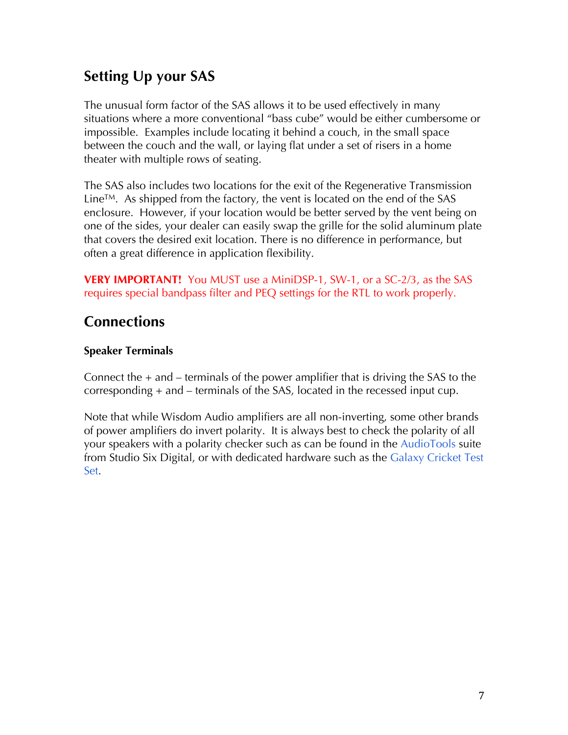## Setting Up your SAS

The unusual form factor of the SAS allows it to be used effectively in many situations where a more conventional "bass cube" would be either cumbersome or impossible. Examples include locating it behind a couch, in the small space between the couch and the wall, or laying flat under a set of risers in a home theater with multiple rows of seating.

The SAS also includes two locations for the exit of the Regenerative Transmission Line™. As shipped from the factory, the vent is located on the end of the SAS enclosure. However, if your location would be better served by the vent being on one of the sides, your dealer can easily swap the grille for the solid aluminum plate that covers the desired exit location. There is no difference in performance, but often a great difference in application flexibility.

**VERY IMPORTANT!** You MUST use a MiniDSP-1, SW-1, or a SC-2/3, as the SAS requires special bandpass filter and PEQ settings for the RTL to work properly.

## Connections

### Speaker Terminals

Connect the + and – terminals of the power amplifier that is driving the SAS to the corresponding + and – terminals of the SAS, located in the recessed input cup.

Note that while Wisdom Audio amplifiers are all non-inverting, some other brands of power amplifiers do invert polarity. It is always best to check the polarity of all your speakers with a polarity checker such as can be found in the AudioTools suite from Studio Six Digital, or with dedicated hardware such as the Galaxy Cricket Test Set.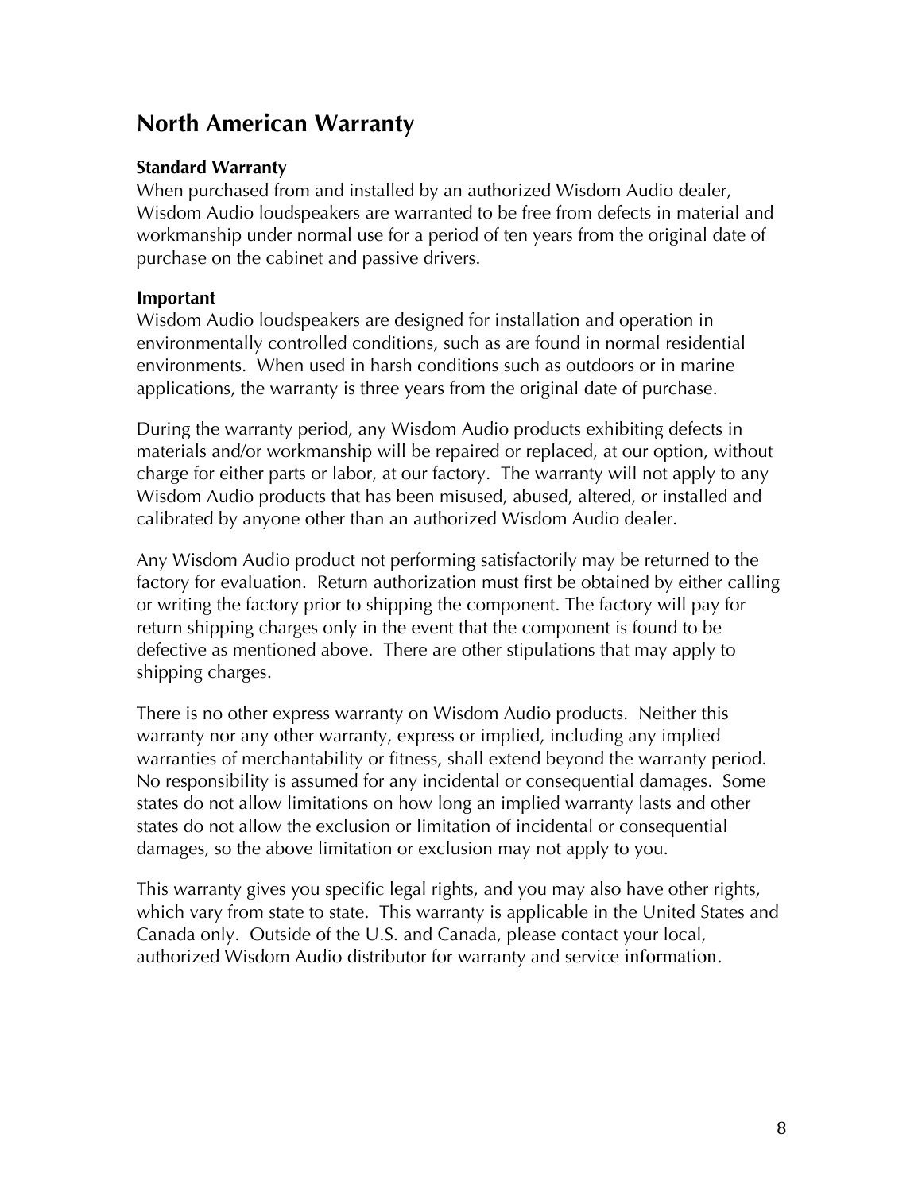## North American Warranty

**Standard Warranty**

When purchased from and installed by an authorized Wisdom Audio dealer, Wisdom Audio loudspeakers are warranted to be free from defects in material and workmanship under normal use for a period of ten years from the original date of purchase on the cabinet and passive drivers.

**Important**

Wisdom Audio loudspeakers are designed for installation and operation in environmentally controlled conditions, such as are found in normal residential environments. When used in harsh conditions such as outdoors or in marine applications, the warranty is three years from the original date of purchase.

During the warranty period, any Wisdom Audio products exhibiting defects in materials and/or workmanship will be repaired or replaced, at our option, without charge for either parts or labor, at our factory. The warranty will not apply to any Wisdom Audio products that has been misused, abused, altered, or installed and calibrated by anyone other than an authorized Wisdom Audio dealer.

Any Wisdom Audio product not performing satisfactorily may be returned to the factory for evaluation. Return authorization must first be obtained by either calling or writing the factory prior to shipping the component. The factory will pay for return shipping charges only in the event that the component is found to be defective as mentioned above. There are other stipulations that may apply to shipping charges.

There is no other express warranty on Wisdom Audio products. Neither this warranty nor any other warranty, express or implied, including any implied warranties of merchantability or fitness, shall extend beyond the warranty period. No responsibility is assumed for any incidental or consequential damages. Some states do not allow limitations on how long an implied warranty lasts and other states do not allow the exclusion or limitation of incidental or consequential damages, so the above limitation or exclusion may not apply to you.

This warranty gives you specific legal rights, and you may also have other rights, which vary from state to state. This warranty is applicable in the United States and Canada only. Outside of the U.S. and Canada, please contact your local, authorized Wisdom Audio distributor for warranty and service information.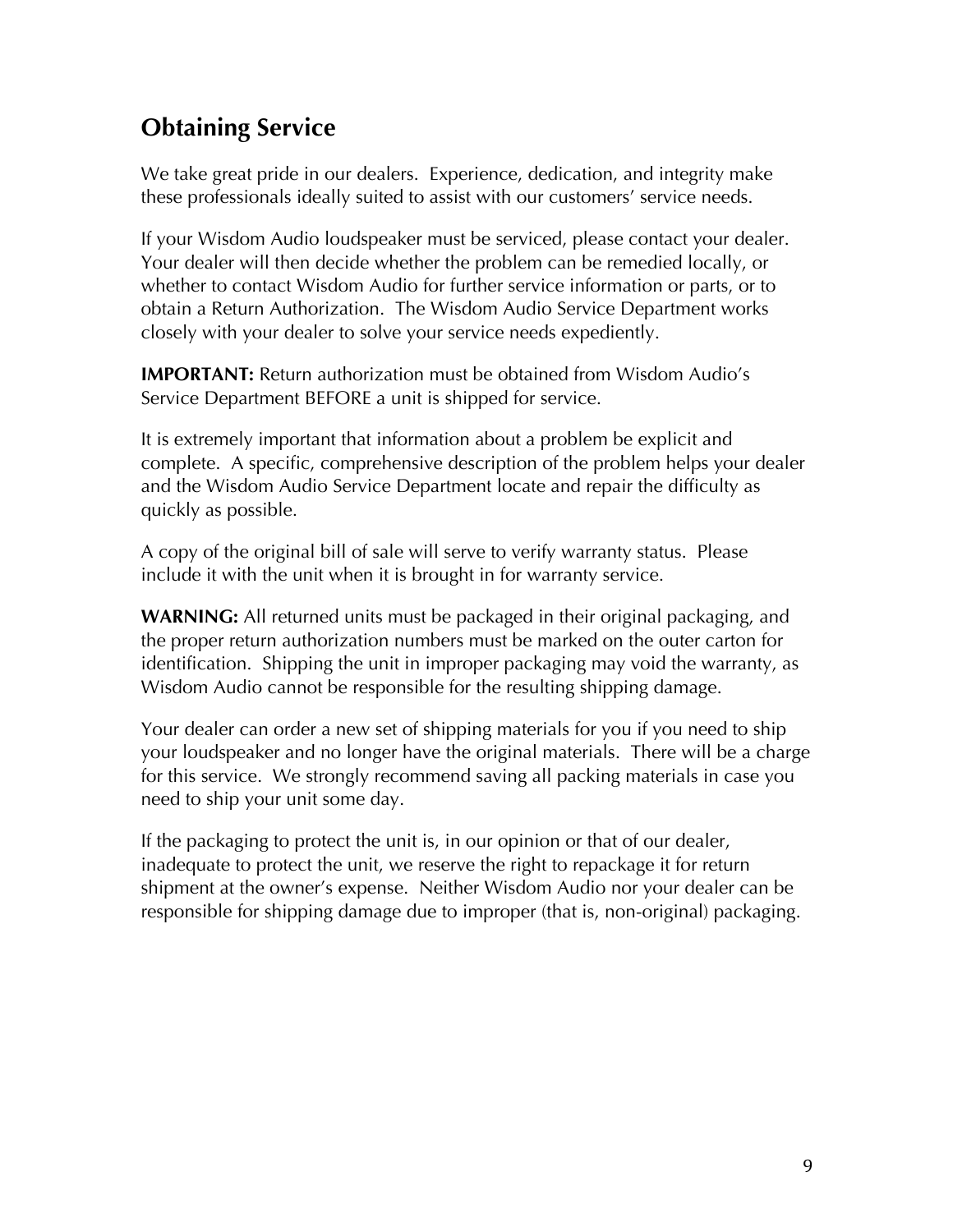## Obtaining Service

We take great pride in our dealers. Experience, dedication, and integrity make these professionals ideally suited to assist with our customers' service needs.

If your Wisdom Audio loudspeaker must be serviced, please contact your dealer. Your dealer will then decide whether the problem can be remedied locally, or whether to contact Wisdom Audio for further service information or parts, or to obtain a Return Authorization. The Wisdom Audio Service Department works closely with your dealer to solve your service needs expediently.

**IMPORTANT:** Return authorization must be obtained from Wisdom Audio's Service Department BEFORE a unit is shipped for service.

It is extremely important that information about a problem be explicit and complete. A specific, comprehensive description of the problem helps your dealer and the Wisdom Audio Service Department locate and repair the difficulty as quickly as possible.

A copy of the original bill of sale will serve to verify warranty status. Please include it with the unit when it is brought in for warranty service.

**WARNING:** All returned units must be packaged in their original packaging, and the proper return authorization numbers must be marked on the outer carton for identification. Shipping the unit in improper packaging may void the warranty, as Wisdom Audio cannot be responsible for the resulting shipping damage.

Your dealer can order a new set of shipping materials for you if you need to ship your loudspeaker and no longer have the original materials. There will be a charge for this service. We strongly recommend saving all packing materials in case you need to ship your unit some day.

If the packaging to protect the unit is, in our opinion or that of our dealer, inadequate to protect the unit, we reserve the right to repackage it for return shipment at the owner's expense. Neither Wisdom Audio nor your dealer can be responsible for shipping damage due to improper (that is, non-original) packaging.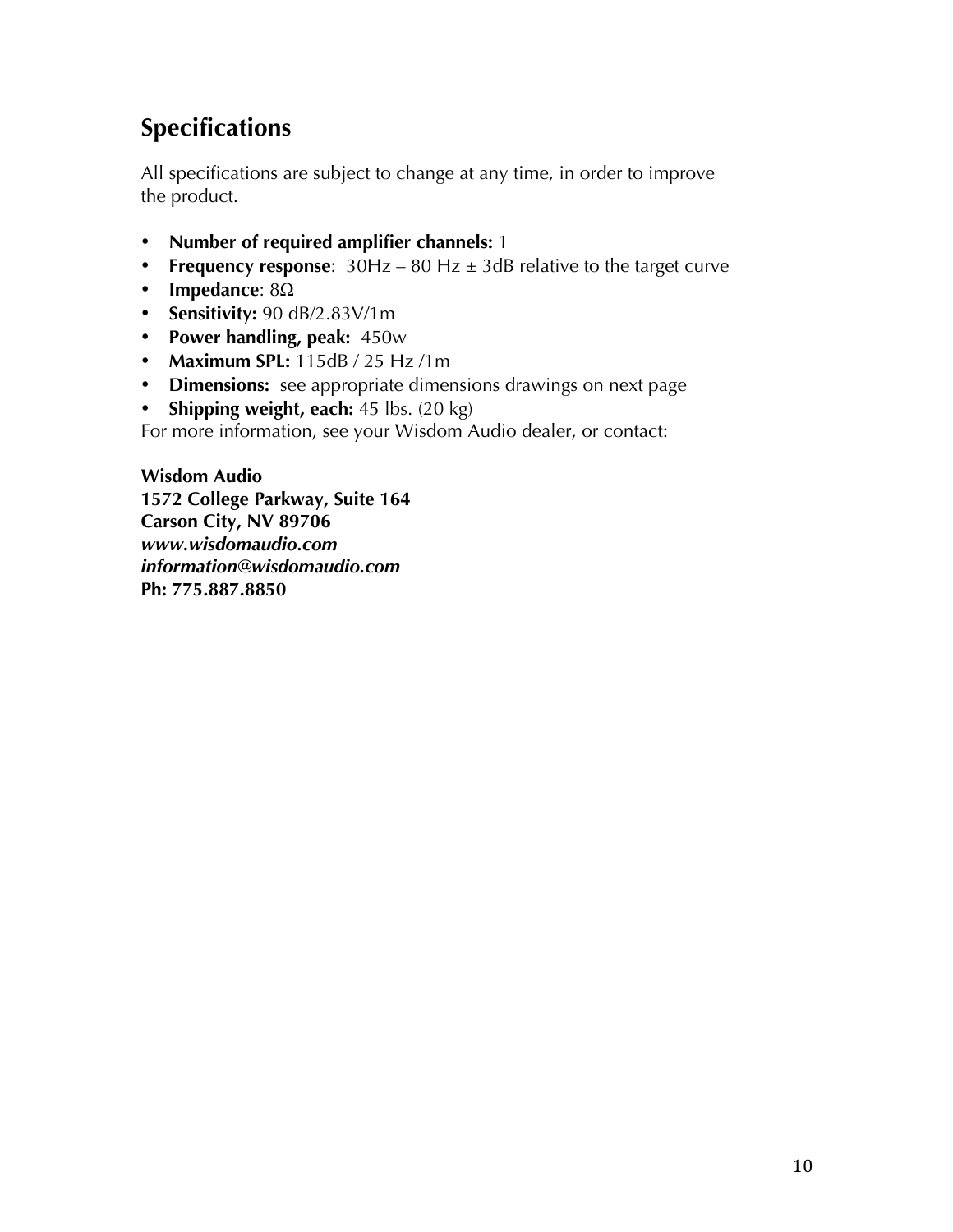## Specifications

All specifications are subject to change at any time, in order to improve the product.

- **Number of required amplifier channels:** 1
- **Frequency response**: 30Hz – 80 Hz ± 3dB relative to the target curve
- **Impedance**: 8Ω
- **Sensitivity:** 90 dB/2.83V/1m
- **Power handling, peak:** 450w
- **Maximum SPL:** 115dB / 25 Hz /1m
- **Dimensions:** see appropriate dimensions drawings on next page
- **Shipping weight, each:** 45 lbs. (20 kg)

For more information, see your Wisdom Audio dealer, or contact:

**Wisdom Audio**
**1572 College Parkway, Suite 164**
**Carson City, NV 89706**
***www.wisdomaudio.com***
***information@wisdomaudio.com***
**Ph: 775.887.8850**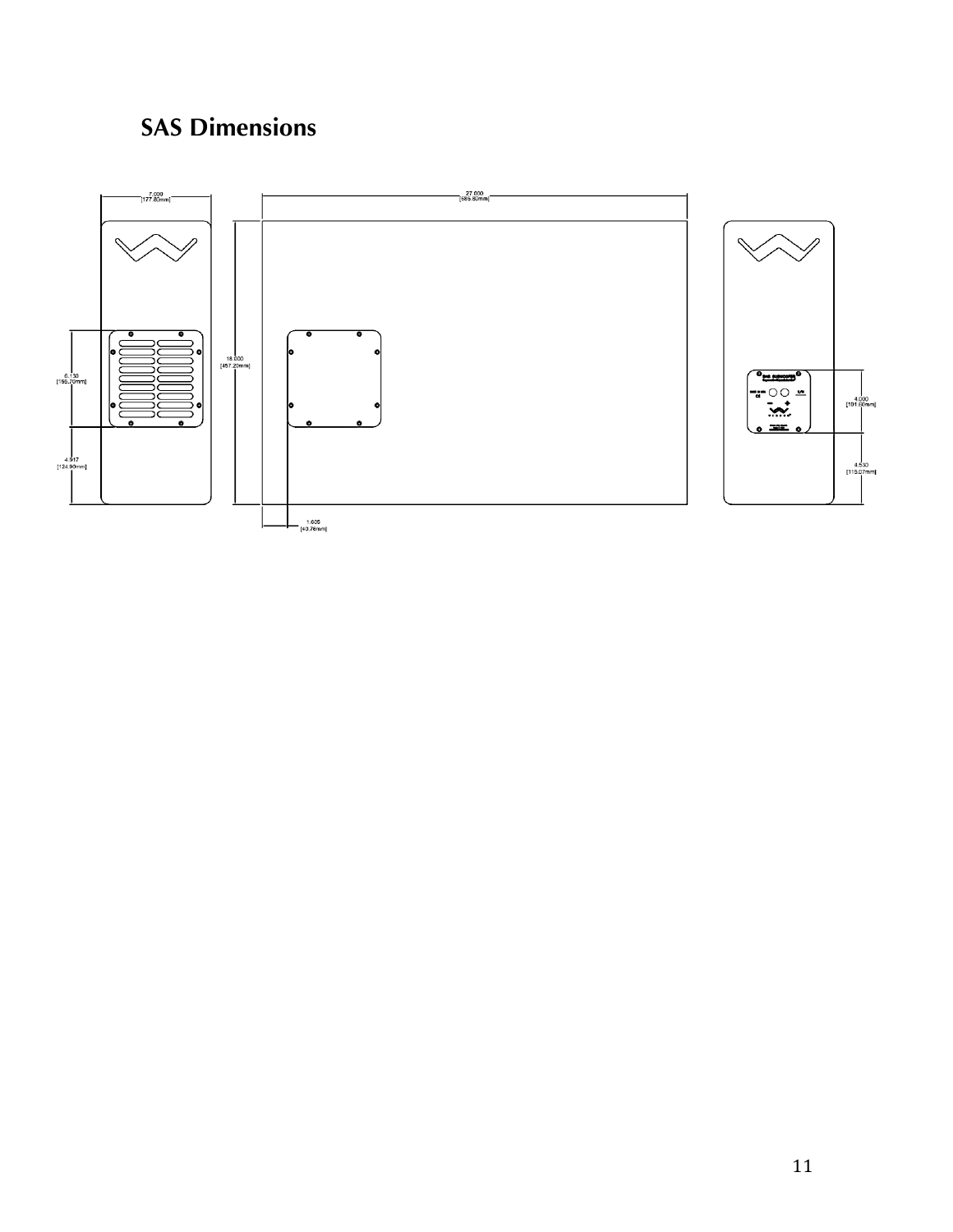## SAS Dimensions

7.000
[177.80mm]

27.000
[685.80mm]

6.130
[155.70mm]

4.917
[124.90mm]

18.000
[457.20mm]

1.605
[40.76mm]

4.000
[101.60mm]

4.530
[115.07mm]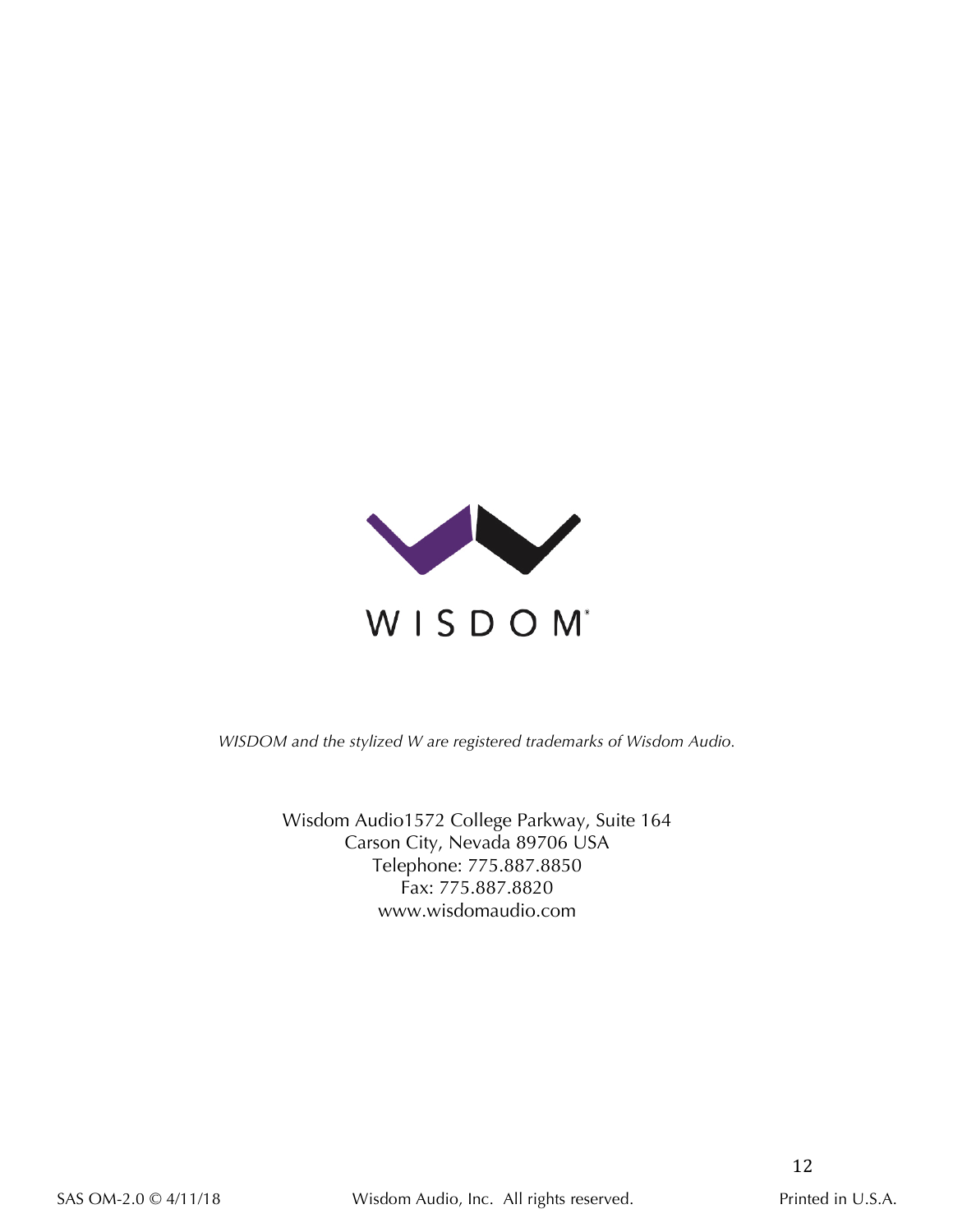WISDOM

*WISDOM and the stylized W are registered trademarks of Wisdom Audio.*

Wisdom Audio1572 College Parkway, Suite 164
Carson City, Nevada 89706 USA
Telephone: 775.887.8850
Fax: 775.887.8820
www.wisdomaudio.com

SAS OM-2.0 © 4/11/18 Wisdom Audio, Inc. All rights reserved. Printed in U.S.A.